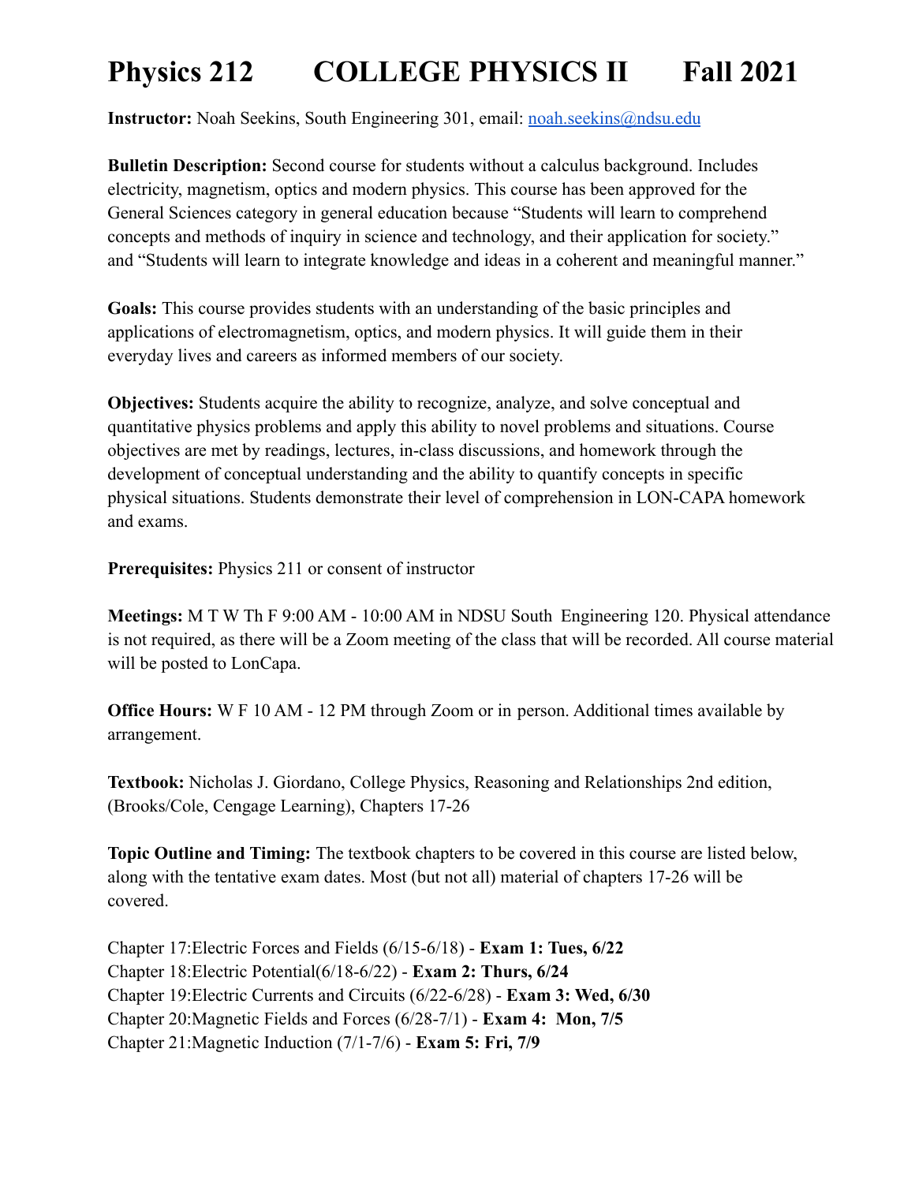# Physics 212 COLLEGE PHYSICS II Fall 2021

**Instructor:** Noah Seekins, South Engineering 301, email: noah.seekins@ndsu.edu

**Bulletin Description:** Second course for students without a calculus background. Includes electricity, magnetism, optics and modern physics. This course has been approved for the General Sciences category in general education because "Students will learn to comprehend concepts and methods of inquiry in science and technology, and their application for society." and "Students will learn to integrate knowledge and ideas in a coherent and meaningful manner."

**Goals:** This course provides students with an understanding of the basic principles and applications of electromagnetism, optics, and modern physics. It will guide them in their everyday lives and careers as informed members of our society.

**Objectives:** Students acquire the ability to recognize, analyze, and solve conceptual and quantitative physics problems and apply this ability to novel problems and situations. Course objectives are met by readings, lectures, in-class discussions, and homework through the development of conceptual understanding and the ability to quantify concepts in specific physical situations. Students demonstrate their level of comprehension in LON-CAPA homework and exams.

**Prerequisites:** Physics 211 or consent of instructor

**Meetings:** M T W Th F 9:00 AM - 10:00 AM in NDSU South Engineering 120. Physical attendance is not required, as there will be a Zoom meeting of the class that will be recorded. All course material will be posted to LonCapa.

**Office Hours:** W F 10 AM - 12 PM through Zoom or in person. Additional times available by arrangement.

**Textbook:** Nicholas J. Giordano, College Physics, Reasoning and Relationships 2nd edition, (Brooks/Cole, Cengage Learning), Chapters 17-26

**Topic Outline and Timing:** The textbook chapters to be covered in this course are listed below, along with the tentative exam dates. Most (but not all) material of chapters 17-26 will be covered.

Chapter 17:Electric Forces and Fields (6/15-6/18) - **Exam 1: Tues, 6/22**
Chapter 18:Electric Potential(6/18-6/22) - **Exam 2: Thurs, 6/24**
Chapter 19:Electric Currents and Circuits (6/22-6/28) - **Exam 3: Wed, 6/30**
Chapter 20:Magnetic Fields and Forces (6/28-7/1) - **Exam 4: Mon, 7/5**
Chapter 21:Magnetic Induction (7/1-7/6) - **Exam 5: Fri, 7/9**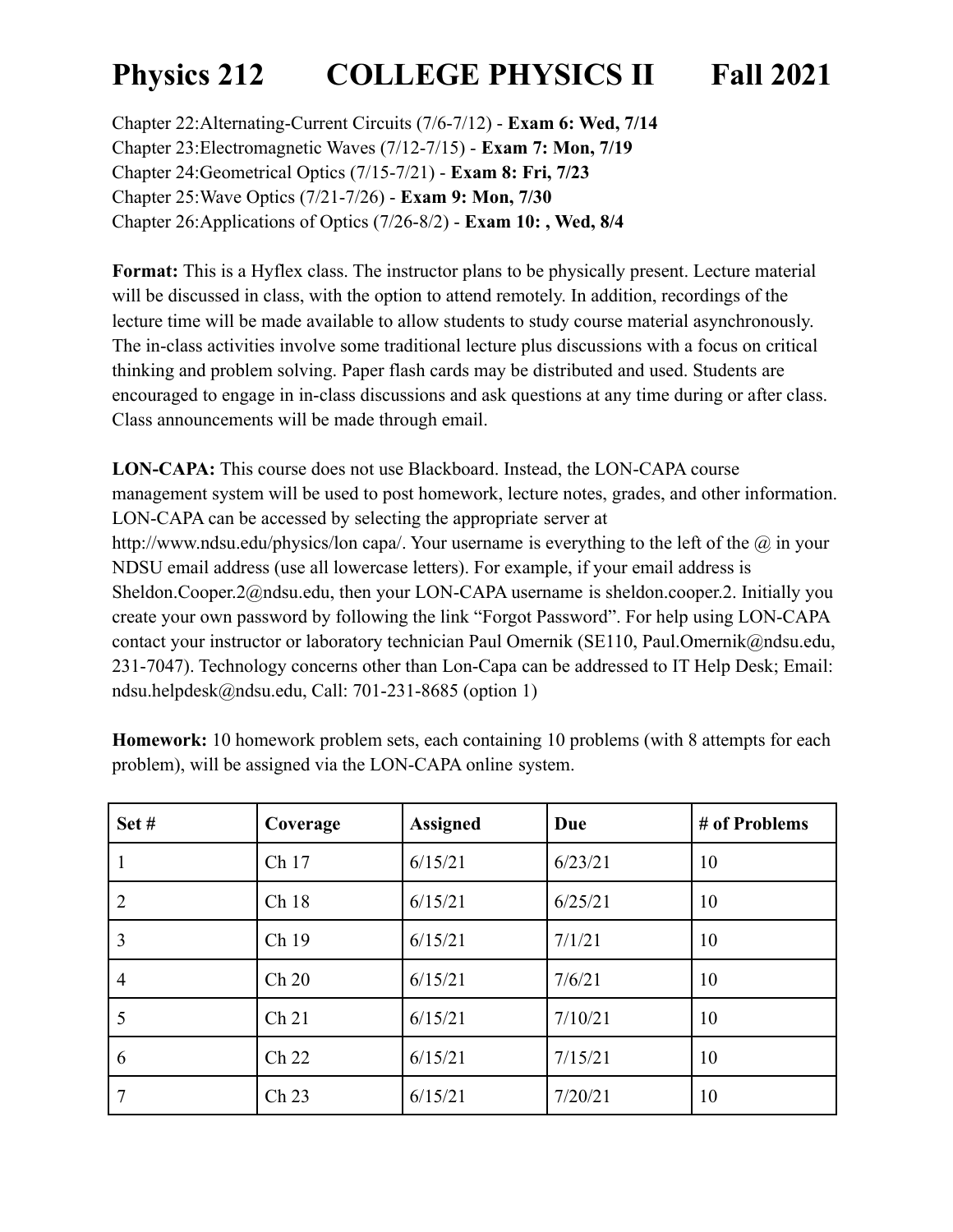# Physics 212 COLLEGE PHYSICS II Fall 2021

Chapter 22:Alternating-Current Circuits (7/6-7/12) - **Exam 6: Wed, 7/14**
Chapter 23:Electromagnetic Waves (7/12-7/15) - **Exam 7: Mon, 7/19**
Chapter 24:Geometrical Optics (7/15-7/21) - **Exam 8: Fri, 7/23**
Chapter 25:Wave Optics (7/21-7/26) - **Exam 9: Mon, 7/30**
Chapter 26:Applications of Optics (7/26-8/2) - **Exam 10: , Wed, 8/4**

**Format:** This is a Hyflex class. The instructor plans to be physically present. Lecture material will be discussed in class, with the option to attend remotely. In addition, recordings of the lecture time will be made available to allow students to study course material asynchronously. The in-class activities involve some traditional lecture plus discussions with a focus on critical thinking and problem solving. Paper flash cards may be distributed and used. Students are encouraged to engage in in-class discussions and ask questions at any time during or after class. Class announcements will be made through email.

**LON-CAPA:** This course does not use Blackboard. Instead, the LON-CAPA course management system will be used to post homework, lecture notes, grades, and other information. LON-CAPA can be accessed by selecting the appropriate server at http://www.ndsu.edu/physics/lon capa/. Your username is everything to the left of the @ in your NDSU email address (use all lowercase letters). For example, if your email address is Sheldon.Cooper.2@ndsu.edu, then your LON-CAPA username is sheldon.cooper.2. Initially you create your own password by following the link "Forgot Password". For help using LON-CAPA contact your instructor or laboratory technician Paul Omernik (SE110, Paul.Omernik@ndsu.edu, 231-7047). Technology concerns other than Lon-Capa can be addressed to IT Help Desk; Email: ndsu.helpdesk@ndsu.edu, Call: 701-231-8685 (option 1)

**Homework:** 10 homework problem sets, each containing 10 problems (with 8 attempts for each problem), will be assigned via the LON-CAPA online system.

| Set # | Coverage | Assigned | Due | # of Problems |
|---|---|---|---|---|
| 1 | Ch 17 | 6/15/21 | 6/23/21 | 10 |
| 2 | Ch 18 | 6/15/21 | 6/25/21 | 10 |
| 3 | Ch 19 | 6/15/21 | 7/1/21 | 10 |
| 4 | Ch 20 | 6/15/21 | 7/6/21 | 10 |
| 5 | Ch 21 | 6/15/21 | 7/10/21 | 10 |
| 6 | Ch 22 | 6/15/21 | 7/15/21 | 10 |
| 7 | Ch 23 | 6/15/21 | 7/20/21 | 10 |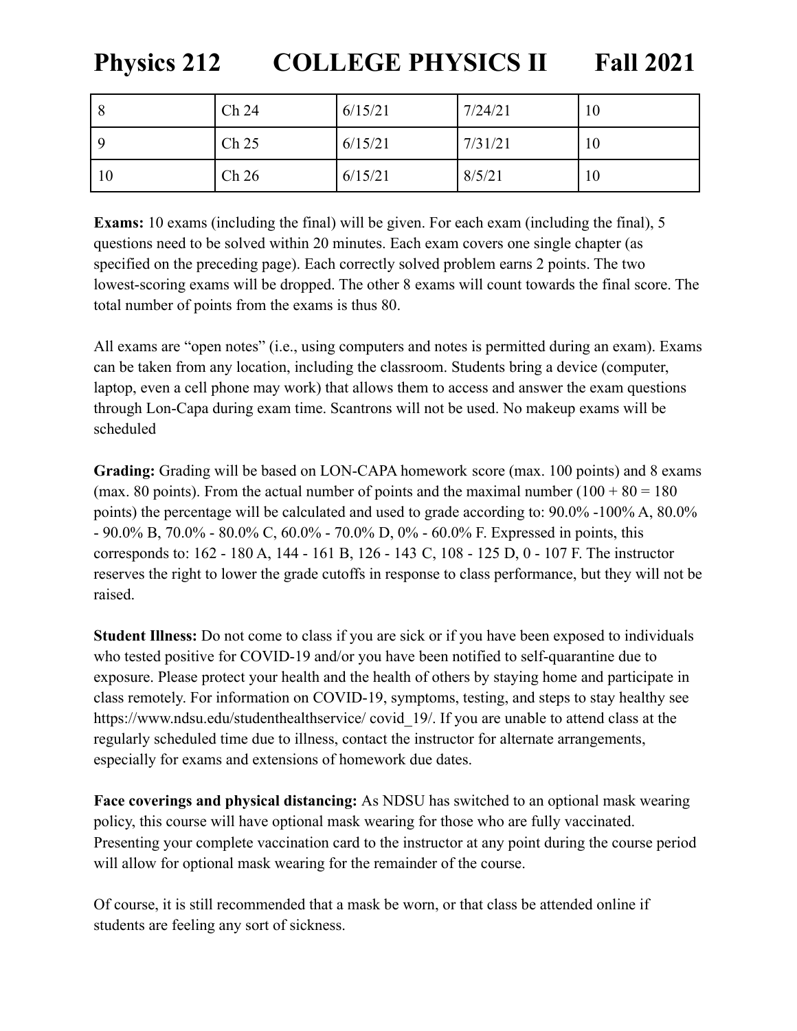# Physics 212 COLLEGE PHYSICS II Fall 2021

| 8 | Ch 24 | 6/15/21 | 7/24/21 | 10 |
|---|---|---|---|---|
| 9 | Ch 25 | 6/15/21 | 7/31/21 | 10 |
| 10 | Ch 26 | 6/15/21 | 8/5/21 | 10 |

**Exams:** 10 exams (including the final) will be given. For each exam (including the final), 5 questions need to be solved within 20 minutes. Each exam covers one single chapter (as specified on the preceding page). Each correctly solved problem earns 2 points. The two lowest-scoring exams will be dropped. The other 8 exams will count towards the final score. The total number of points from the exams is thus 80.

All exams are "open notes" (i.e., using computers and notes is permitted during an exam). Exams can be taken from any location, including the classroom. Students bring a device (computer, laptop, even a cell phone may work) that allows them to access and answer the exam questions through Lon-Capa during exam time. Scantrons will not be used. No makeup exams will be scheduled

**Grading:** Grading will be based on LON-CAPA homework score (max. 100 points) and 8 exams (max. 80 points). From the actual number of points and the maximal number (100 + 80 = 180 points) the percentage will be calculated and used to grade according to: 90.0% -100% A, 80.0% - 90.0% B, 70.0% - 80.0% C, 60.0% - 70.0% D, 0% - 60.0% F. Expressed in points, this corresponds to: 162 - 180 A, 144 - 161 B, 126 - 143 C, 108 - 125 D, 0 - 107 F. The instructor reserves the right to lower the grade cutoffs in response to class performance, but they will not be raised.

**Student Illness:** Do not come to class if you are sick or if you have been exposed to individuals who tested positive for COVID-19 and/or you have been notified to self-quarantine due to exposure. Please protect your health and the health of others by staying home and participate in class remotely. For information on COVID-19, symptoms, testing, and steps to stay healthy see https://www.ndsu.edu/studenthealthservice/ covid_19/. If you are unable to attend class at the regularly scheduled time due to illness, contact the instructor for alternate arrangements, especially for exams and extensions of homework due dates.

**Face coverings and physical distancing:** As NDSU has switched to an optional mask wearing policy, this course will have optional mask wearing for those who are fully vaccinated. Presenting your complete vaccination card to the instructor at any point during the course period will allow for optional mask wearing for the remainder of the course.

Of course, it is still recommended that a mask be worn, or that class be attended online if students are feeling any sort of sickness.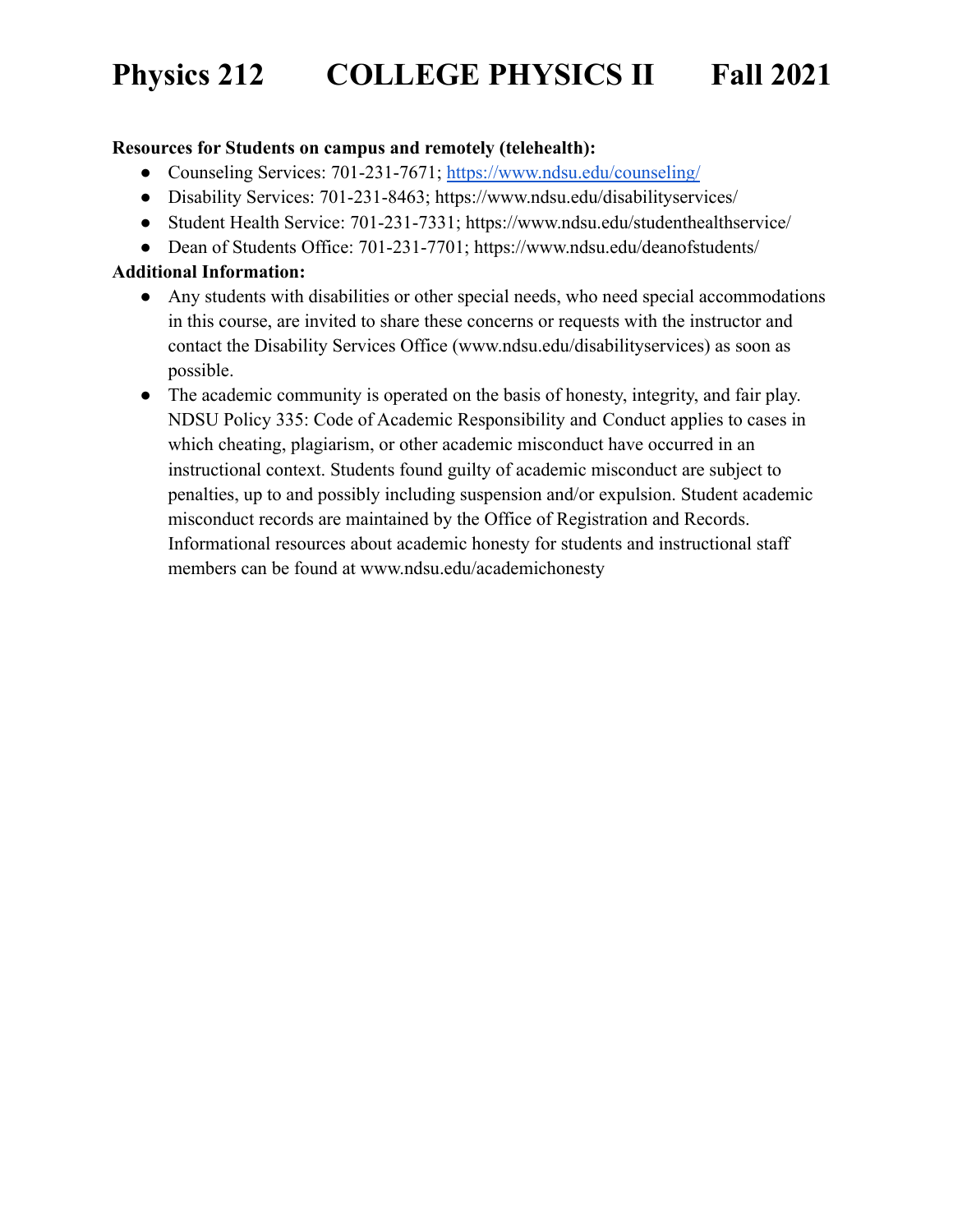**Resources for Students on campus and remotely (telehealth):**

- Counseling Services: 701-231-7671; [https://www.ndsu.edu/counseling/](https://www.ndsu.edu/counseling/)
- Disability Services: 701-231-8463; https://www.ndsu.edu/disabilityservices/
- Student Health Service: 701-231-7331; https://www.ndsu.edu/studenthealthservice/
- Dean of Students Office: 701-231-7701; https://www.ndsu.edu/deanofstudents/

**Additional Information:**

- Any students with disabilities or other special needs, who need special accommodations in this course, are invited to share these concerns or requests with the instructor and contact the Disability Services Office (www.ndsu.edu/disabilityservices) as soon as possible.
- The academic community is operated on the basis of honesty, integrity, and fair play. NDSU Policy 335: Code of Academic Responsibility and Conduct applies to cases in which cheating, plagiarism, or other academic misconduct have occurred in an instructional context. Students found guilty of academic misconduct are subject to penalties, up to and possibly including suspension and/or expulsion. Student academic misconduct records are maintained by the Office of Registration and Records. Informational resources about academic honesty for students and instructional staff members can be found at www.ndsu.edu/academichonesty